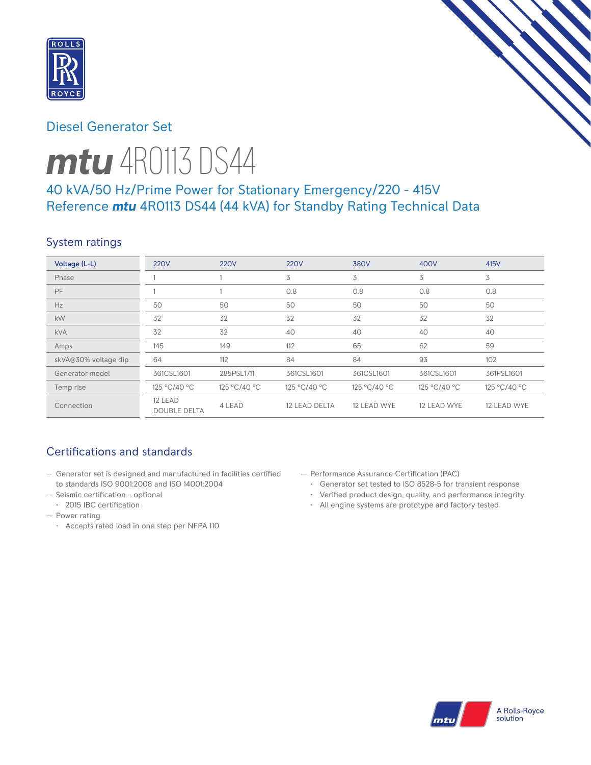# Diesel Generator Set

# *mtu* 4R0113 DS44

## 40 kVA/50 Hz/Prime Power for Stationary Emergency/220 - 415V
## Reference *mtu* 4R0113 DS44 (44 kVA) for Standby Rating Technical Data

## System ratings

| Voltage (L-L) | 220V | 220V | 220V | 380V | 400V | 415V |
|---|---|---|---|---|---|---|
| Phase | 1 | 1 | 3 | 3 | 3 | 3 |
| PF | 1 | 1 | 0.8 | 0.8 | 0.8 | 0.8 |
| Hz | 50 | 50 | 50 | 50 | 50 | 50 |
| kW | 32 | 32 | 32 | 32 | 32 | 32 |
| kVA | 32 | 32 | 40 | 40 | 40 | 40 |
| Amps | 145 | 149 | 112 | 65 | 62 | 59 |
| skVA@30% voltage dip | 64 | 112 | 84 | 84 | 93 | 102 |
| Generator model | 361CSL1601 | 285PSL1711 | 361CSL1601 | 361CSL1601 | 361CSL1601 | 361PSL1601 |
| Temp rise | 125 °C/40 °C | 125 °C/40 °C | 125 °C/40 °C | 125 °C/40 °C | 125 °C/40 °C | 125 °C/40 °C |
| Connection | 12 LEAD DOUBLE DELTA | 4 LEAD | 12 LEAD DELTA | 12 LEAD WYE | 12 LEAD WYE | 12 LEAD WYE |

## Certifications and standards

- Generator set is designed and manufactured in facilities certified to standards ISO 9001:2008 and ISO 14001:2004
- Seismic certification – optional
  - 2015 IBC certification
- Power rating
  - Accepts rated load in one step per NFPA 110
- Performance Assurance Certification (PAC)
  - Generator set tested to ISO 8528-5 for transient response
  - Verified product design, quality, and performance integrity
  - All engine systems are prototype and factory tested

A Rolls-Royce solution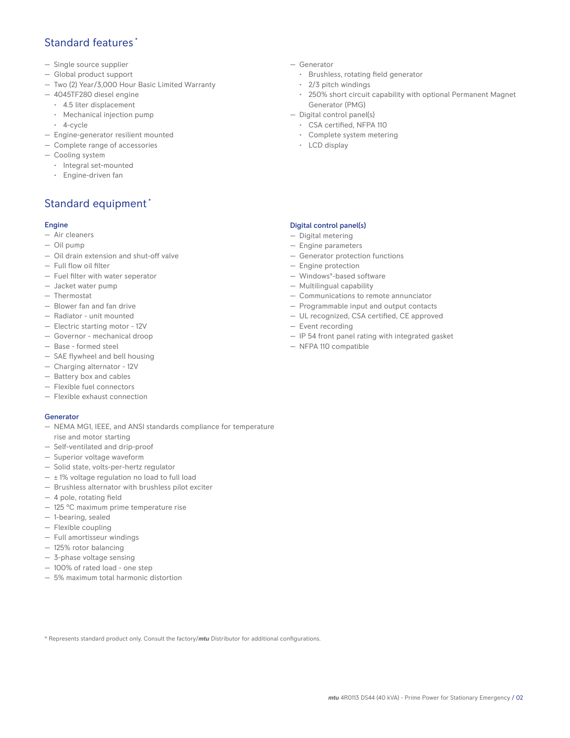## Standard features *

- Single source supplier
- Global product support
- Two (2) Year/3,000 Hour Basic Limited Warranty
- 4045TF280 diesel engine
  - 4.5 liter displacement
  - Mechanical injection pump
  - 4-cycle
- Engine-generator resilient mounted
- Complete range of accessories
- Cooling system
  - Integral set-mounted
  - Engine-driven fan
- Generator
  - Brushless, rotating field generator
  - 2/3 pitch windings
  - 250% short circuit capability with optional Permanent Magnet Generator (PMG)
- Digital control panel(s)
  - CSA certified, NFPA 110
  - Complete system metering
  - LCD display

## Standard equipment *

### Engine

- Air cleaners
- Oil pump
- Oil drain extension and shut-off valve
- Full flow oil filter
- Fuel filter with water seperator
- Jacket water pump
- Thermostat
- Blower fan and fan drive
- Radiator - unit mounted
- Electric starting motor - 12V
- Governor - mechanical droop
- Base - formed steel
- SAE flywheel and bell housing
- Charging alternator - 12V
- Battery box and cables
- Flexible fuel connectors
- Flexible exhaust connection

### Generator

- NEMA MG1, IEEE, and ANSI standards compliance for temperature rise and motor starting
- Self-ventilated and drip-proof
- Superior voltage waveform
- Solid state, volts-per-hertz regulator
- ± 1% voltage regulation no load to full load
- Brushless alternator with brushless pilot exciter
- 4 pole, rotating field
- 125 °C maximum prime temperature rise
- 1-bearing, sealed
- Flexible coupling
- Full amortisseur windings
- 125% rotor balancing
- 3-phase voltage sensing
- 100% of rated load - one step
- 5% maximum total harmonic distortion

### Digital control panel(s)

- Digital metering
- Engine parameters
- Generator protection functions
- Engine protection
- Windows®-based software
- Multilingual capability
- Communications to remote annunciator
- Programmable input and output contacts
- UL recognized, CSA certified, CE approved
- Event recording
- IP 54 front panel rating with integrated gasket
- NFPA 110 compatible

* Represents standard product only. Consult the factory/*mtu* Distributor for additional configurations.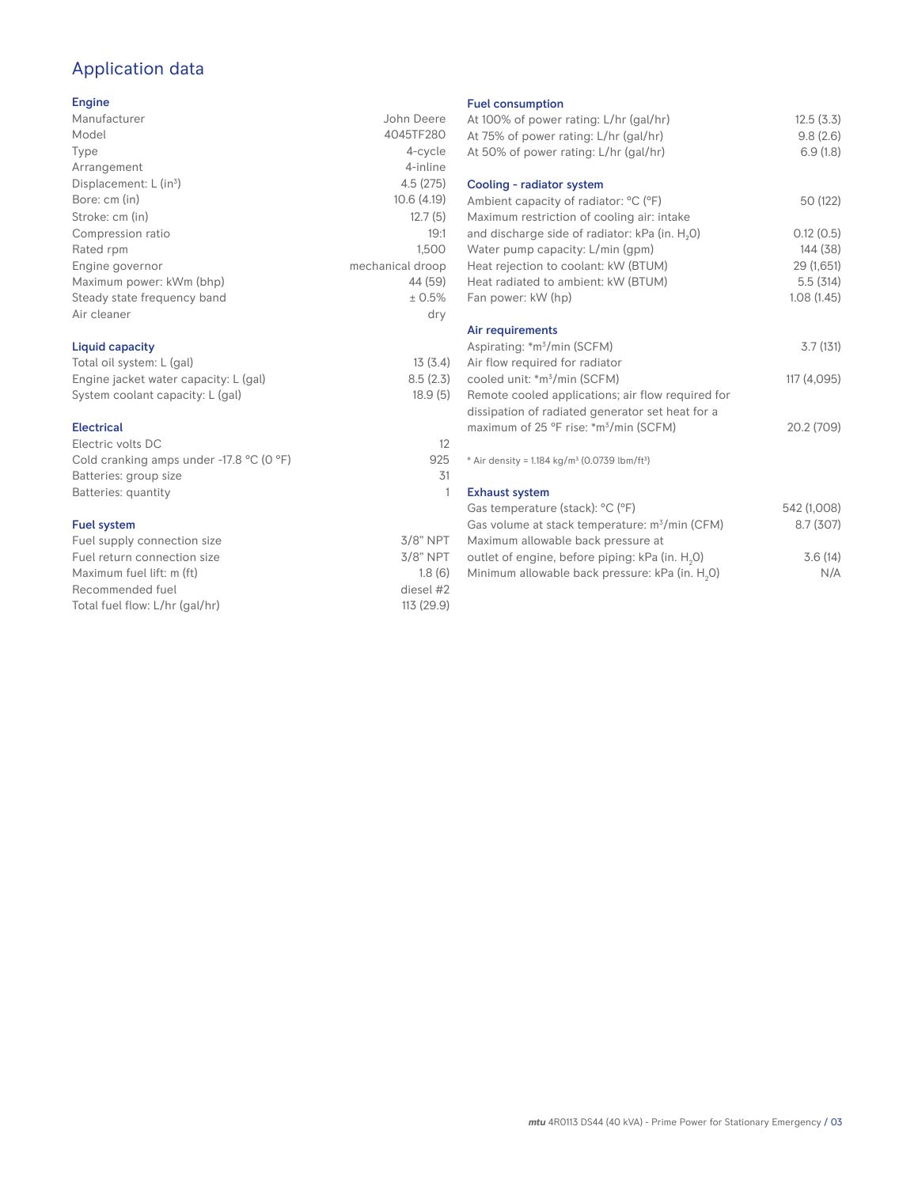# Application data

## Engine

| | |
|---|---|
| Manufacturer | John Deere |
| Model | 4045TF280 |
| Type | 4-cycle |
| Arrangement | 4-inline |
| Displacement: L ($in^3$) | 4.5 (275) |
| Bore: cm (in) | 10.6 (4.19) |
| Stroke: cm (in) | 12.7 (5) |
| Compression ratio | 19:1 |
| Rated rpm | 1,500 |
| Engine governor | mechanical droop |
| Maximum power: kWm (bhp) | 44 (59) |
| Steady state frequency band | ± 0.5% |
| Air cleaner | dry |

## Liquid capacity

| | |
|---|---|
| Total oil system: L (gal) | 13 (3.4) |
| Engine jacket water capacity: L (gal) | 8.5 (2.3) |
| System coolant capacity: L (gal) | 18.9 (5) |

## Electrical

| | |
|---|---|
| Electric volts DC | 12 |
| Cold cranking amps under -17.8 °C (0 °F) | 925 |
| Batteries: group size | 31 |
| Batteries: quantity | 1 |

## Fuel system

| | |
|---|---|
| Fuel supply connection size | 3/8" NPT |
| Fuel return connection size | 3/8" NPT |
| Maximum fuel lift: m (ft) | 1.8 (6) |
| Recommended fuel | diesel #2 |
| Total fuel flow: L/hr (gal/hr) | 113 (29.9) |

## Fuel consumption

| | |
|---|---|
| At 100% of power rating: L/hr (gal/hr) | 12.5 (3.3) |
| At 75% of power rating: L/hr (gal/hr) | 9.8 (2.6) |
| At 50% of power rating: L/hr (gal/hr) | 6.9 (1.8) |

## Cooling - radiator system

| | |
|---|---|
| Ambient capacity of radiator: °C (°F) | 50 (122) |
| Maximum restriction of cooling air: intake and discharge side of radiator: kPa (in. $H_2O$) | 0.12 (0.5) |
| Water pump capacity: L/min (gpm) | 144 (38) |
| Heat rejection to coolant: kW (BTUM) | 29 (1,651) |
| Heat radiated to ambient: kW (BTUM) | 5.5 (314) |
| Fan power: kW (hp) | 1.08 (1.45) |

## Air requirements

| | |
|---|---|
| Aspirating: *$m^3$/min (SCFM) | 3.7 (131) |
| Air flow required for radiator cooled unit: *$m^3$/min (SCFM) | 117 (4,095) |
| Remote cooled applications; air flow required for dissipation of radiated generator set heat for a maximum of 25 °F rise: *$m^3$/min (SCFM) | 20.2 (709) |

* Air density = 1.184 kg/$m^3$ (0.0739 lbm/$ft^3$)

## Exhaust system

| | |
|---|---|
| Gas temperature (stack): °C (°F) | 542 (1,008) |
| Gas volume at stack temperature: $m^3$/min (CFM) | 8.7 (307) |
| Maximum allowable back pressure at outlet of engine, before piping: kPa (in. $H_2O$) | 3.6 (14) |
| Minimum allowable back pressure: kPa (in. $H_2O$) | N/A |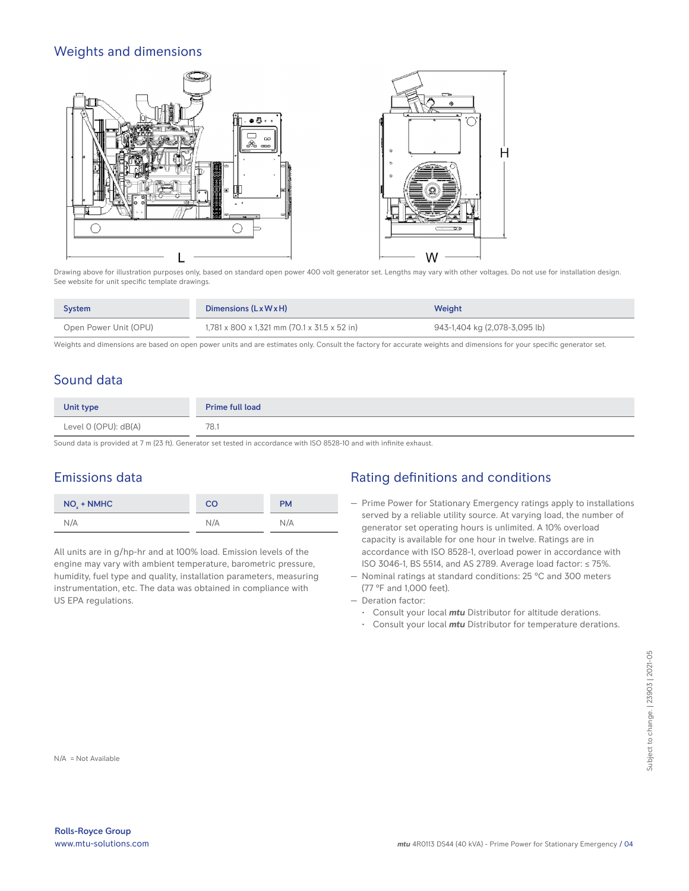## Weights and dimensions

L

W

H

Drawing above for illustration purposes only, based on standard open power 400 volt generator set. Lengths may vary with other voltages. Do not use for installation design. See website for unit specific template drawings.

| System | Dimensions (L x W x H) | Weight |
|---|---|---|
| Open Power Unit (OPU) | 1,781 x 800 x 1,321 mm (70.1 x 31.5 x 52 in) | 943-1,404 kg (2,078-3,095 lb) |

Weights and dimensions are based on open power units and are estimates only. Consult the factory for accurate weights and dimensions for your specific generator set.

## Sound data

| Unit type | Prime full load |
|---|---|
| Level 0 (OPU): dB(A) | 78.1 |

Sound data is provided at 7 m (23 ft). Generator set tested in accordance with ISO 8528-10 and with infinite exhaust.

## Emissions data

| $NO_x$ + NMHC | CO | PM |
|---|---|---|
| N/A | N/A | N/A |

All units are in g/hp-hr and at 100% load. Emission levels of the engine may vary with ambient temperature, barometric pressure, humidity, fuel type and quality, installation parameters, measuring instrumentation, etc. The data was obtained in compliance with US EPA regulations.

## Rating definitions and conditions

- Prime Power for Stationary Emergency ratings apply to installations served by a reliable utility source. At varying load, the number of generator set operating hours is unlimited. A 10% overload capacity is available for one hour in twelve. Ratings are in accordance with ISO 8528-1, overload power in accordance with ISO 3046-1, BS 5514, and AS 2789. Average load factor: ≤ 75%.
- Nominal ratings at standard conditions: 25 °C and 300 meters (77 °F and 1,000 feet).
- Deration factor:
  - Consult your local ***mtu*** Distributor for altitude derations.
  - Consult your local ***mtu*** Distributor for temperature derations.

N/A = Not Available

Subject to change. | 23903 | 2021-05

Rolls-Royce Group
www.mtu-solutions.com